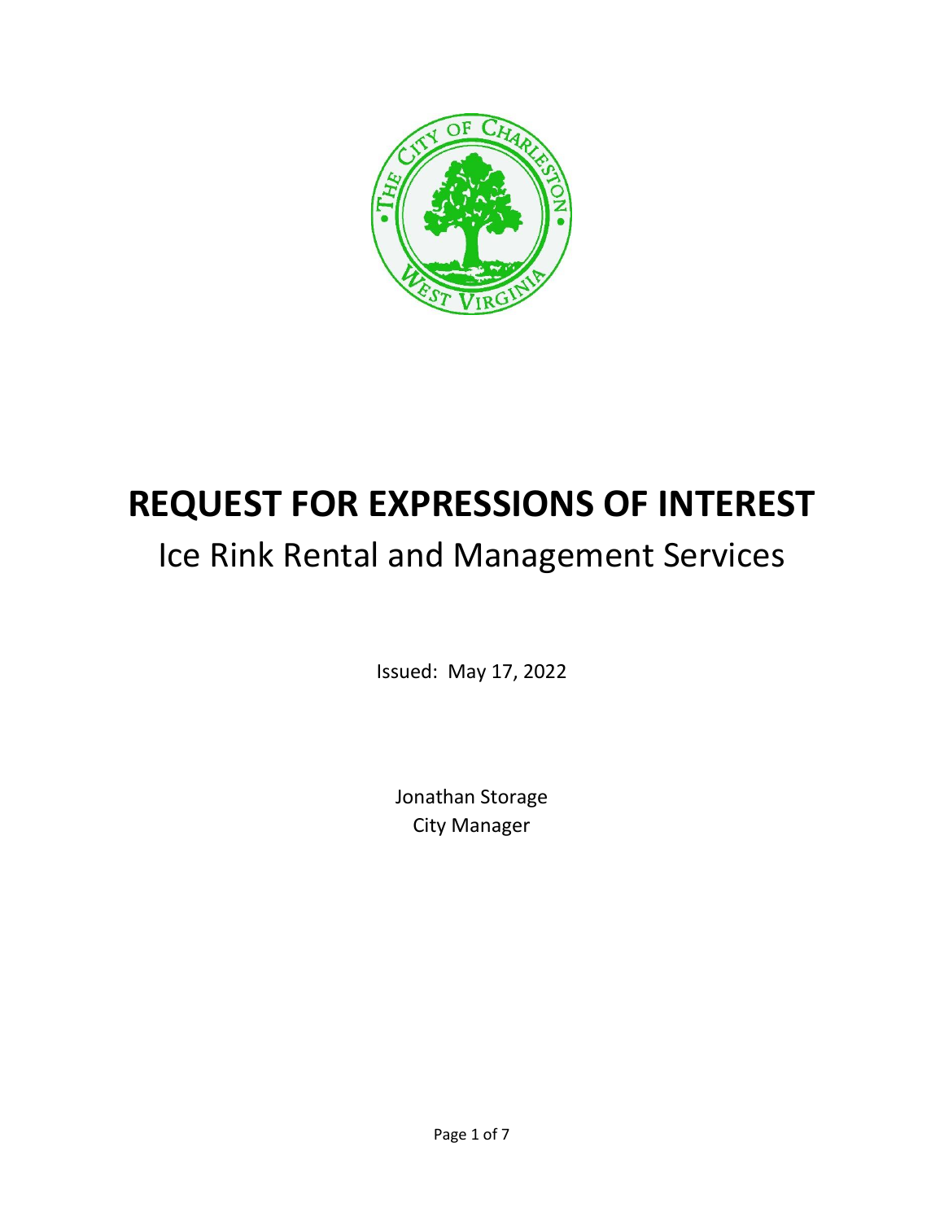# REQUEST FOR EXPRESSIONS OF INTEREST

## Ice Rink Rental and Management Services

Issued: May 17, 2022

Jonathan Storage
City Manager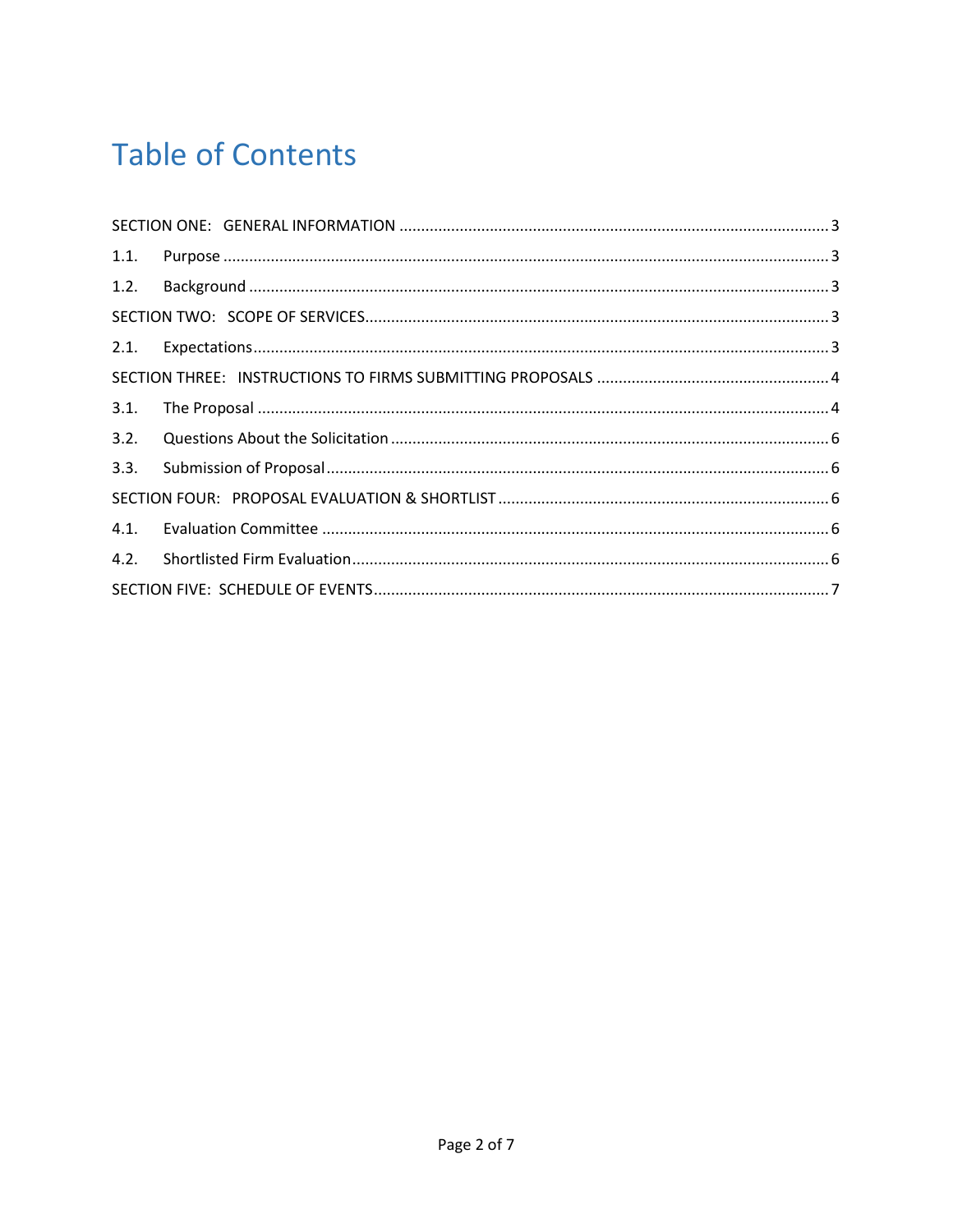# Table of Contents

SECTION ONE: GENERAL INFORMATION .......... 3

1.1. Purpose .......... 3

1.2. Background .......... 3

SECTION TWO: SCOPE OF SERVICES .......... 3

2.1. Expectations .......... 3

SECTION THREE: INSTRUCTIONS TO FIRMS SUBMITTING PROPOSALS .......... 4

3.1. The Proposal .......... 4

3.2. Questions About the Solicitation .......... 6

3.3. Submission of Proposal .......... 6

SECTION FOUR: PROPOSAL EVALUATION & SHORTLIST .......... 6

4.1. Evaluation Committee .......... 6

4.2. Shortlisted Firm Evaluation .......... 6

SECTION FIVE: SCHEDULE OF EVENTS .......... 7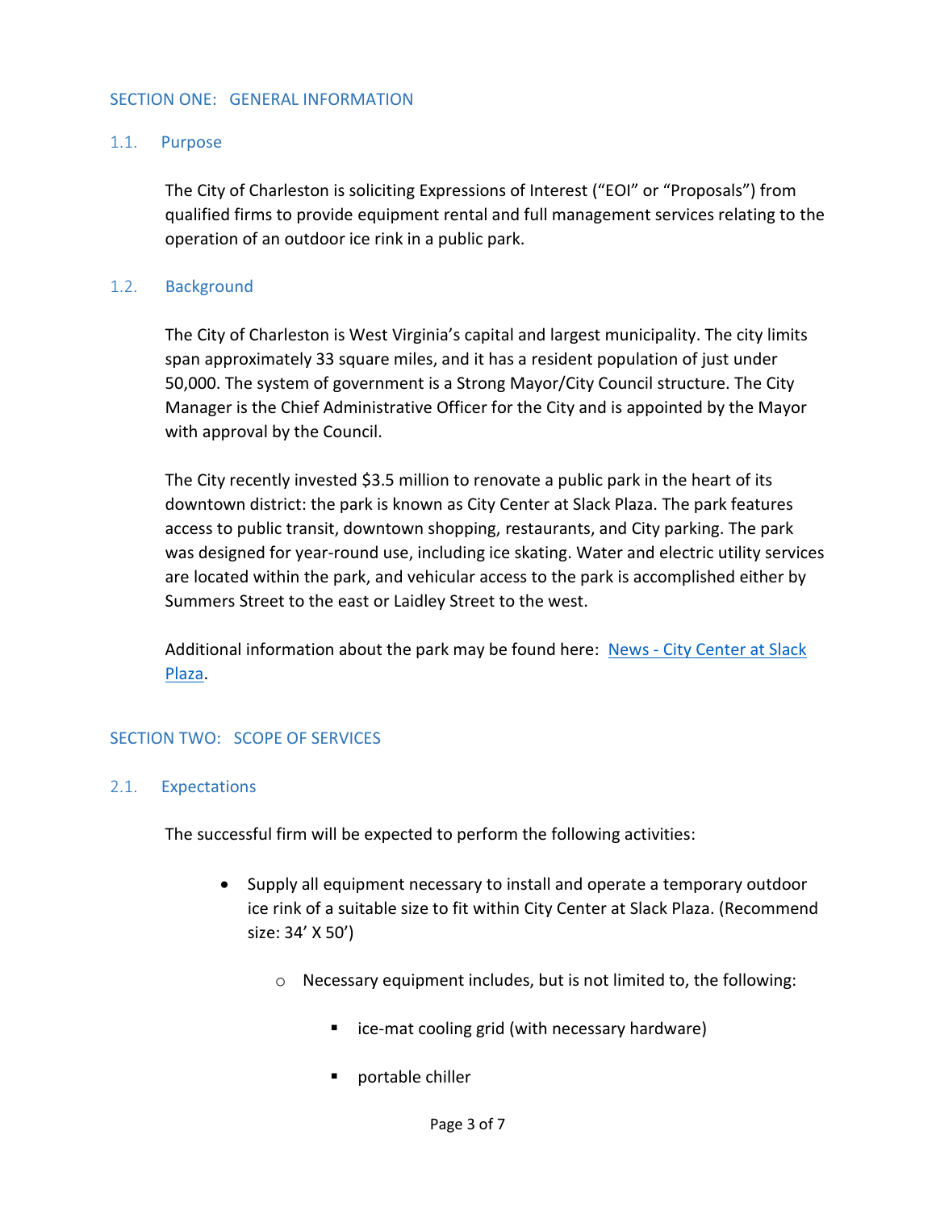## SECTION ONE: GENERAL INFORMATION

### 1.1. Purpose

The City of Charleston is soliciting Expressions of Interest ("EOI" or "Proposals") from qualified firms to provide equipment rental and full management services relating to the operation of an outdoor ice rink in a public park.

### 1.2. Background

The City of Charleston is West Virginia's capital and largest municipality. The city limits span approximately 33 square miles, and it has a resident population of just under 50,000. The system of government is a Strong Mayor/City Council structure. The City Manager is the Chief Administrative Officer for the City and is appointed by the Mayor with approval by the Council.

The City recently invested $3.5 million to renovate a public park in the heart of its downtown district: the park is known as City Center at Slack Plaza. The park features access to public transit, downtown shopping, restaurants, and City parking. The park was designed for year-round use, including ice skating. Water and electric utility services are located within the park, and vehicular access to the park is accomplished either by Summers Street to the east or Laidley Street to the west.

Additional information about the park may be found here: News - City Center at Slack Plaza.

## SECTION TWO: SCOPE OF SERVICES

### 2.1. Expectations

The successful firm will be expected to perform the following activities:

- Supply all equipment necessary to install and operate a temporary outdoor ice rink of a suitable size to fit within City Center at Slack Plaza. (Recommend size: 34' X 50')
  - Necessary equipment includes, but is not limited to, the following:
    - ice-mat cooling grid (with necessary hardware)
    - portable chiller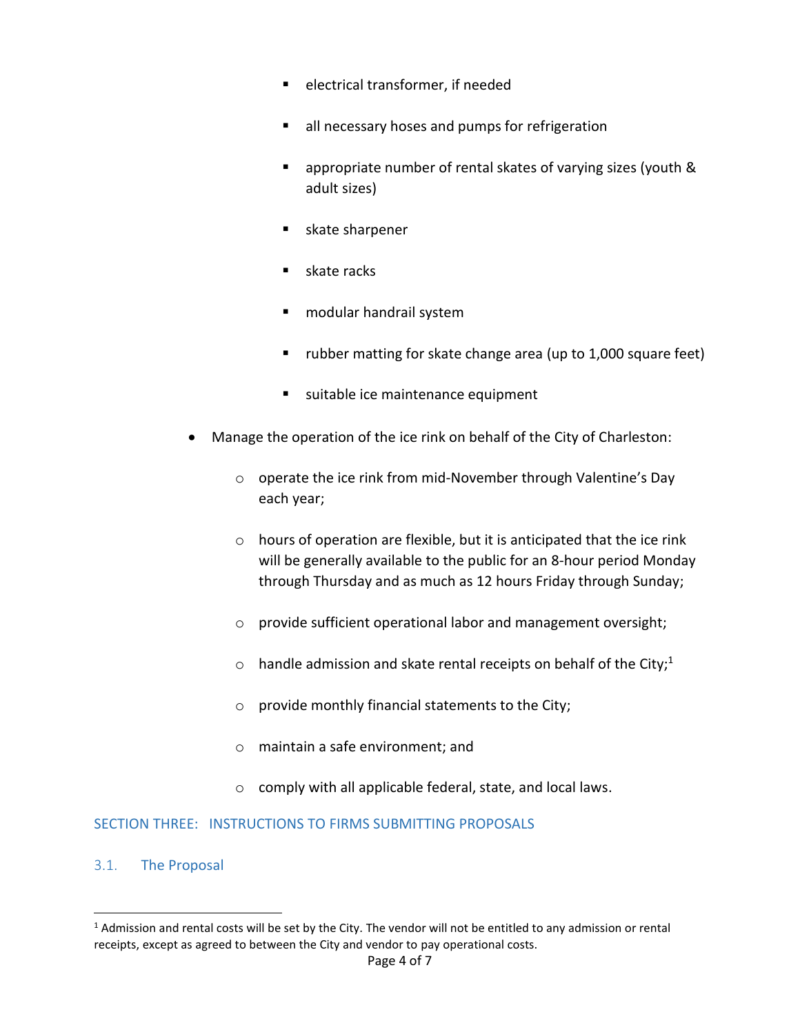- electrical transformer, if needed
  - all necessary hoses and pumps for refrigeration
  - appropriate number of rental skates of varying sizes (youth & adult sizes)
  - skate sharpener
  - skate racks
  - modular handrail system
  - rubber matting for skate change area (up to 1,000 square feet)
  - suitable ice maintenance equipment

- Manage the operation of the ice rink on behalf of the City of Charleston:
  - operate the ice rink from mid-November through Valentine's Day each year;
  - hours of operation are flexible, but it is anticipated that the ice rink will be generally available to the public for an 8-hour period Monday through Thursday and as much as 12 hours Friday through Sunday;
  - provide sufficient operational labor and management oversight;
  - handle admission and skate rental receipts on behalf of the City;[1]
  - provide monthly financial statements to the City;
  - maintain a safe environment; and
  - comply with all applicable federal, state, and local laws.

## SECTION THREE: INSTRUCTIONS TO FIRMS SUBMITTING PROPOSALS

### 3.1. The Proposal

---

[1] Admission and rental costs will be set by the City. The vendor will not be entitled to any admission or rental receipts, except as agreed to between the City and vendor to pay operational costs.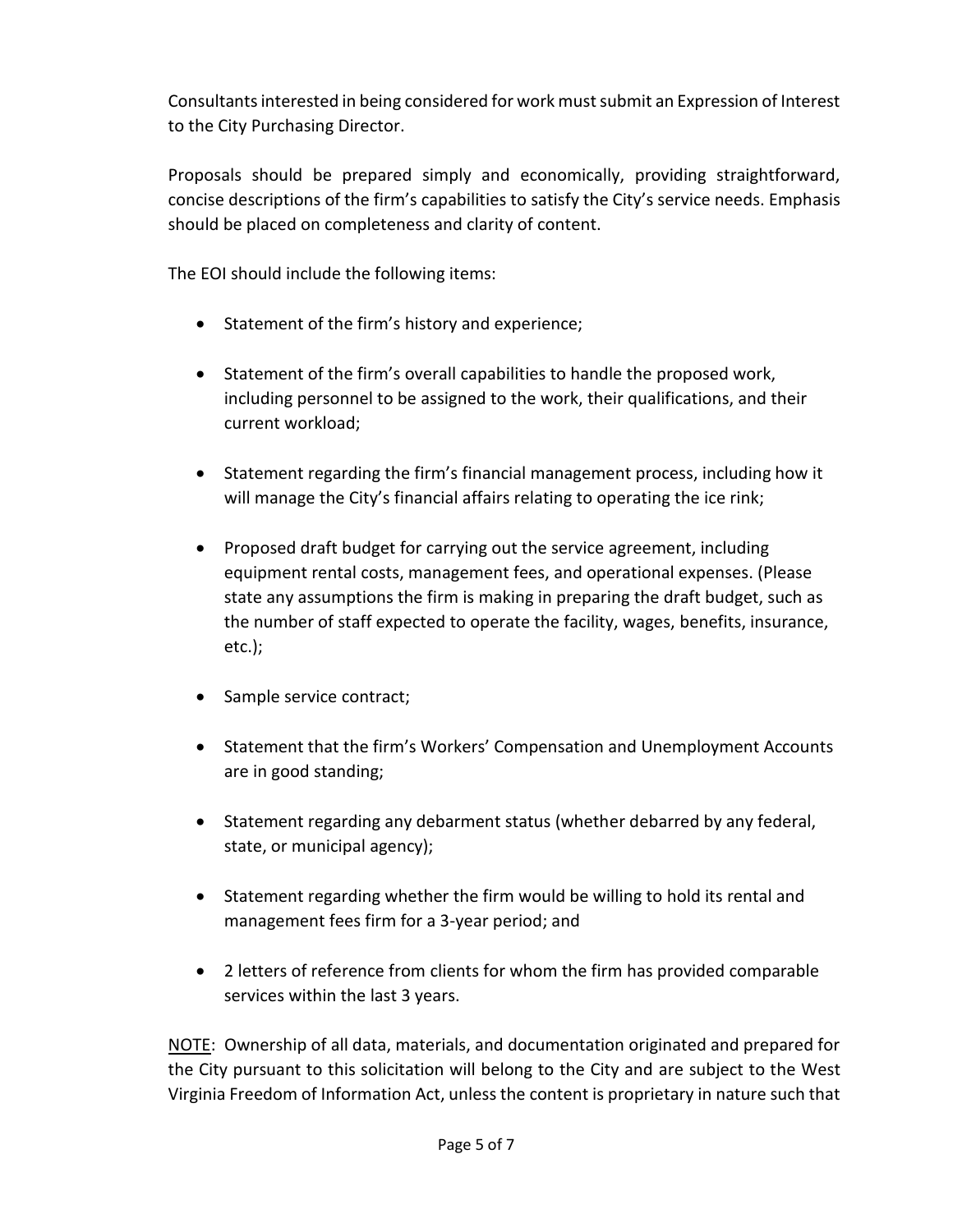Consultants interested in being considered for work must submit an Expression of Interest to the City Purchasing Director.

Proposals should be prepared simply and economically, providing straightforward, concise descriptions of the firm's capabilities to satisfy the City's service needs. Emphasis should be placed on completeness and clarity of content.

The EOI should include the following items:

- Statement of the firm's history and experience;
- Statement of the firm's overall capabilities to handle the proposed work, including personnel to be assigned to the work, their qualifications, and their current workload;
- Statement regarding the firm's financial management process, including how it will manage the City's financial affairs relating to operating the ice rink;
- Proposed draft budget for carrying out the service agreement, including equipment rental costs, management fees, and operational expenses. (Please state any assumptions the firm is making in preparing the draft budget, such as the number of staff expected to operate the facility, wages, benefits, insurance, etc.);
- Sample service contract;
- Statement that the firm's Workers' Compensation and Unemployment Accounts are in good standing;
- Statement regarding any debarment status (whether debarred by any federal, state, or municipal agency);
- Statement regarding whether the firm would be willing to hold its rental and management fees firm for a 3-year period; and
- 2 letters of reference from clients for whom the firm has provided comparable services within the last 3 years.

<u>NOTE</u>: Ownership of all data, materials, and documentation originated and prepared for the City pursuant to this solicitation will belong to the City and are subject to the West Virginia Freedom of Information Act, unless the content is proprietary in nature such that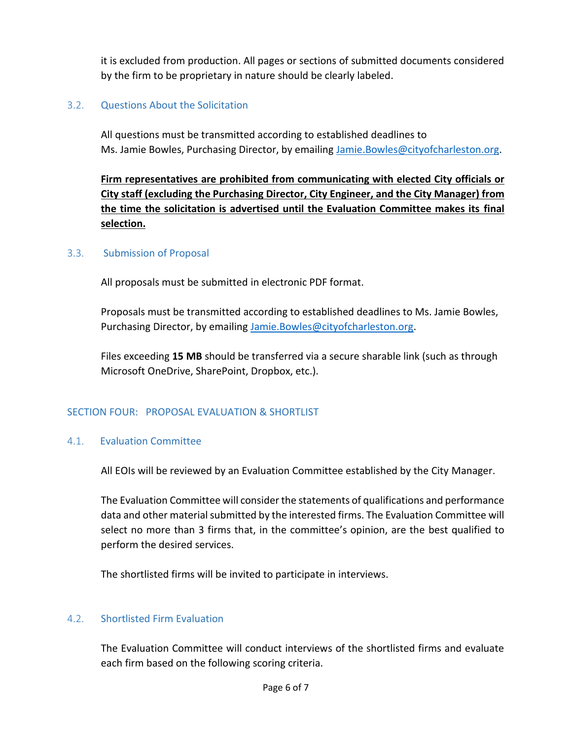it is excluded from production. All pages or sections of submitted documents considered by the firm to be proprietary in nature should be clearly labeled.

### 3.2. Questions About the Solicitation

All questions must be transmitted according to established deadlines to Ms. Jamie Bowles, Purchasing Director, by emailing Jamie.Bowles@cityofcharleston.org.

**Firm representatives are prohibited from communicating with elected City officials or City staff (excluding the Purchasing Director, City Engineer, and the City Manager) from the time the solicitation is advertised until the Evaluation Committee makes its final selection.**

### 3.3. Submission of Proposal

All proposals must be submitted in electronic PDF format.

Proposals must be transmitted according to established deadlines to Ms. Jamie Bowles, Purchasing Director, by emailing Jamie.Bowles@cityofcharleston.org.

Files exceeding **15 MB** should be transferred via a secure sharable link (such as through Microsoft OneDrive, SharePoint, Dropbox, etc.).

## SECTION FOUR: PROPOSAL EVALUATION & SHORTLIST

### 4.1. Evaluation Committee

All EOIs will be reviewed by an Evaluation Committee established by the City Manager.

The Evaluation Committee will consider the statements of qualifications and performance data and other material submitted by the interested firms. The Evaluation Committee will select no more than 3 firms that, in the committee's opinion, are the best qualified to perform the desired services.

The shortlisted firms will be invited to participate in interviews.

### 4.2. Shortlisted Firm Evaluation

The Evaluation Committee will conduct interviews of the shortlisted firms and evaluate each firm based on the following scoring criteria.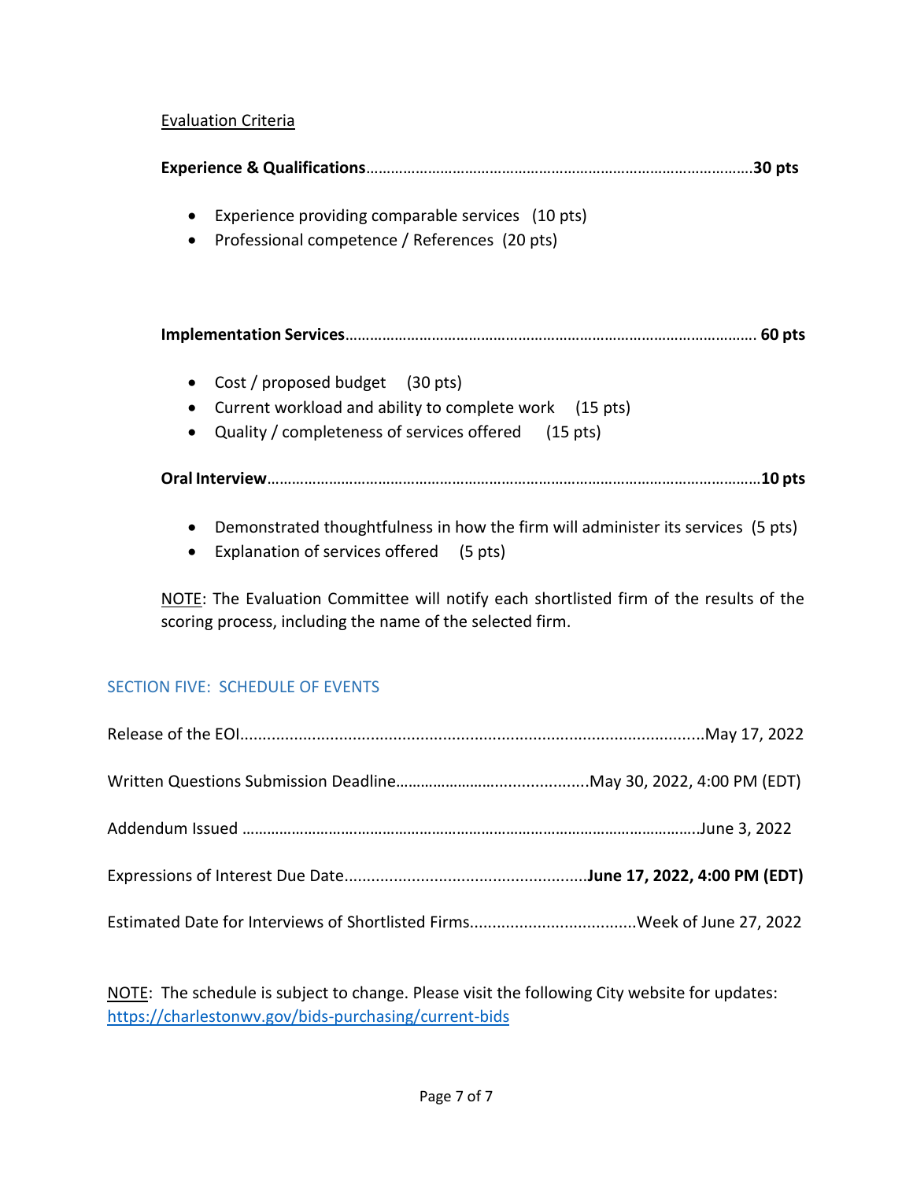Evaluation Criteria

**Experience & Qualifications**……………………………………………………………………………**30 pts**

- Experience providing comparable services (10 pts)
- Professional competence / References (20 pts)

**Implementation Services**………………………………………………………………………………… **60 pts**

- Cost / proposed budget (30 pts)
- Current workload and ability to complete work (15 pts)
- Quality / completeness of services offered (15 pts)

**Oral Interview**……………………………………………………………………………………………………**10 pts**

- Demonstrated thoughtfulness in how the firm will administer its services (5 pts)
- Explanation of services offered (5 pts)

NOTE: The Evaluation Committee will notify each shortlisted firm of the results of the scoring process, including the name of the selected firm.

## SECTION FIVE: SCHEDULE OF EVENTS

Release of the EOI........................................................................................................May 17, 2022

Written Questions Submission Deadline…………………….....................May 30, 2022, 4:00 PM (EDT)

Addendum Issued ………………………………………………………………………………………………..June 3, 2022

Expressions of Interest Due Date.....................................................**June 17, 2022, 4:00 PM (EDT)**

Estimated Date for Interviews of Shortlisted Firms....................................Week of June 27, 2022

NOTE: The schedule is subject to change. Please visit the following City website for updates: https://charlestonwv.gov/bids-purchasing/current-bids